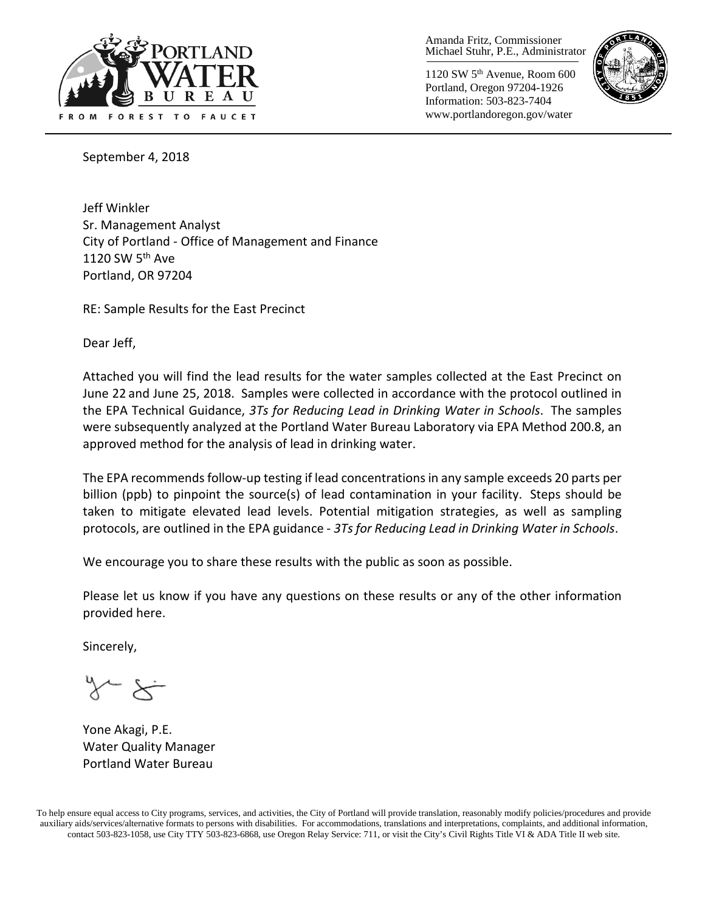Portland Water Bureau
FROM FOREST TO FAUCET

Amanda Fritz, Commissioner
Michael Stuhr, P.E., Administrator

1120 SW 5th Avenue, Room 600
Portland, Oregon 97204-1926
Information: 503-823-7404
www.portlandoregon.gov/water

September 4, 2018

Jeff Winkler
Sr. Management Analyst
City of Portland - Office of Management and Finance
1120 SW 5th Ave
Portland, OR 97204

RE: Sample Results for the East Precinct

Dear Jeff,

Attached you will find the lead results for the water samples collected at the East Precinct on June 22 and June 25, 2018. Samples were collected in accordance with the protocol outlined in the EPA Technical Guidance, *3Ts for Reducing Lead in Drinking Water in Schools*. The samples were subsequently analyzed at the Portland Water Bureau Laboratory via EPA Method 200.8, an approved method for the analysis of lead in drinking water.

The EPA recommends follow-up testing if lead concentrations in any sample exceeds 20 parts per billion (ppb) to pinpoint the source(s) of lead contamination in your facility. Steps should be taken to mitigate elevated lead levels. Potential mitigation strategies, as well as sampling protocols, are outlined in the EPA guidance - *3Ts for Reducing Lead in Drinking Water in Schools*.

We encourage you to share these results with the public as soon as possible.

Please let us know if you have any questions on these results or any of the other information provided here.

Sincerely,

Yone Akagi, P.E.
Water Quality Manager
Portland Water Bureau

To help ensure equal access to City programs, services, and activities, the City of Portland will provide translation, reasonably modify policies/procedures and provide auxiliary aids/services/alternative formats to persons with disabilities. For accommodations, translations and interpretations, complaints, and additional information, contact 503-823-1058, use City TTY 503-823-6868, use Oregon Relay Service: 711, or visit the City's Civil Rights Title VI & ADA Title II web site.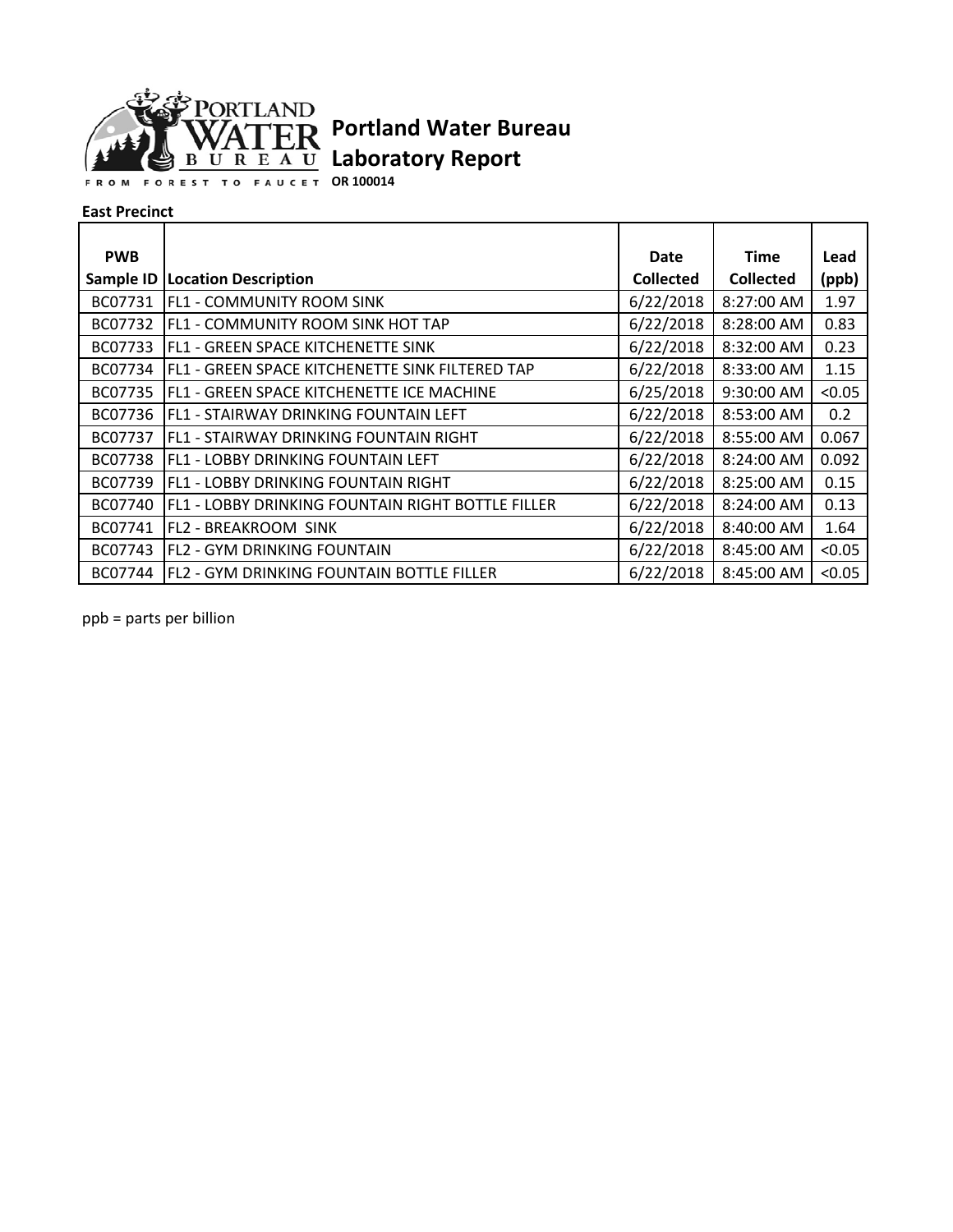PORTLAND WATER BUREAU

FROM FOREST TO FAUCET

# Portland Water Bureau Laboratory Report

**OR 100014**

**East Precinct**

| PWB Sample ID | Location Description | Date Collected | Time Collected | Lead (ppb) |
|---|---|---|---|---|
| BC07731 | FL1 - COMMUNITY ROOM SINK | 6/22/2018 | 8:27:00 AM | 1.97 |
| BC07732 | FL1 - COMMUNITY ROOM SINK HOT TAP | 6/22/2018 | 8:28:00 AM | 0.83 |
| BC07733 | FL1 - GREEN SPACE KITCHENETTE SINK | 6/22/2018 | 8:32:00 AM | 0.23 |
| BC07734 | FL1 - GREEN SPACE KITCHENETTE SINK FILTERED TAP | 6/22/2018 | 8:33:00 AM | 1.15 |
| BC07735 | FL1 - GREEN SPACE KITCHENETTE ICE MACHINE | 6/25/2018 | 9:30:00 AM | <0.05 |
| BC07736 | FL1 - STAIRWAY DRINKING FOUNTAIN LEFT | 6/22/2018 | 8:53:00 AM | 0.2 |
| BC07737 | FL1 - STAIRWAY DRINKING FOUNTAIN RIGHT | 6/22/2018 | 8:55:00 AM | 0.067 |
| BC07738 | FL1 - LOBBY DRINKING FOUNTAIN LEFT | 6/22/2018 | 8:24:00 AM | 0.092 |
| BC07739 | FL1 - LOBBY DRINKING FOUNTAIN RIGHT | 6/22/2018 | 8:25:00 AM | 0.15 |
| BC07740 | FL1 - LOBBY DRINKING FOUNTAIN RIGHT BOTTLE FILLER | 6/22/2018 | 8:24:00 AM | 0.13 |
| BC07741 | FL2 - BREAKROOM SINK | 6/22/2018 | 8:40:00 AM | 1.64 |
| BC07743 | FL2 - GYM DRINKING FOUNTAIN | 6/22/2018 | 8:45:00 AM | <0.05 |
| BC07744 | FL2 - GYM DRINKING FOUNTAIN BOTTLE FILLER | 6/22/2018 | 8:45:00 AM | <0.05 |

ppb = parts per billion